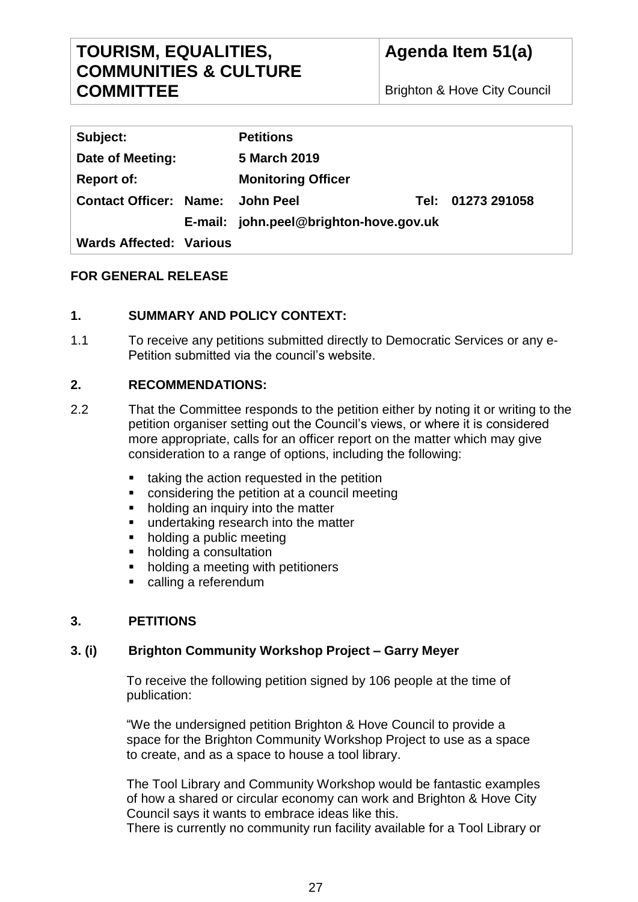| **TOURISM, EQUALITIES, COMMUNITIES & CULTURE COMMITTEE** | **Agenda Item 51(a)**<br><br>Brighton & Hove City Council |
|---|---|

| | | | |
|---|---|---|---|
| **Subject:** | **Petitions** | | |
| **Date of Meeting:** | **5 March 2019** | | |
| **Report of:** | **Monitoring Officer** | | |
| **Contact Officer: Name:** | **John Peel** | **Tel:** | **01273 291058** |
| **E-mail:** | **john.peel@brighton-hove.gov.uk** | | |
| **Wards Affected: Various** | | | |

**FOR GENERAL RELEASE**

## 1. SUMMARY AND POLICY CONTEXT:

1.1 To receive any petitions submitted directly to Democratic Services or any e-Petition submitted via the council's website.

## 2. RECOMMENDATIONS:

2.2 That the Committee responds to the petition either by noting it or writing to the petition organiser setting out the Council's views, or where it is considered more appropriate, calls for an officer report on the matter which may give consideration to a range of options, including the following:

- taking the action requested in the petition
- considering the petition at a council meeting
- holding an inquiry into the matter
- undertaking research into the matter
- holding a public meeting
- holding a consultation
- holding a meeting with petitioners
- calling a referendum

## 3. PETITIONS

### 3. (i) Brighton Community Workshop Project – Garry Meyer

To receive the following petition signed by 106 people at the time of publication:

"We the undersigned petition Brighton & Hove Council to provide a space for the Brighton Community Workshop Project to use as a space to create, and as a space to house a tool library.

The Tool Library and Community Workshop would be fantastic examples of how a shared or circular economy can work and Brighton & Hove City Council says it wants to embrace ideas like this.
There is currently no community run facility available for a Tool Library or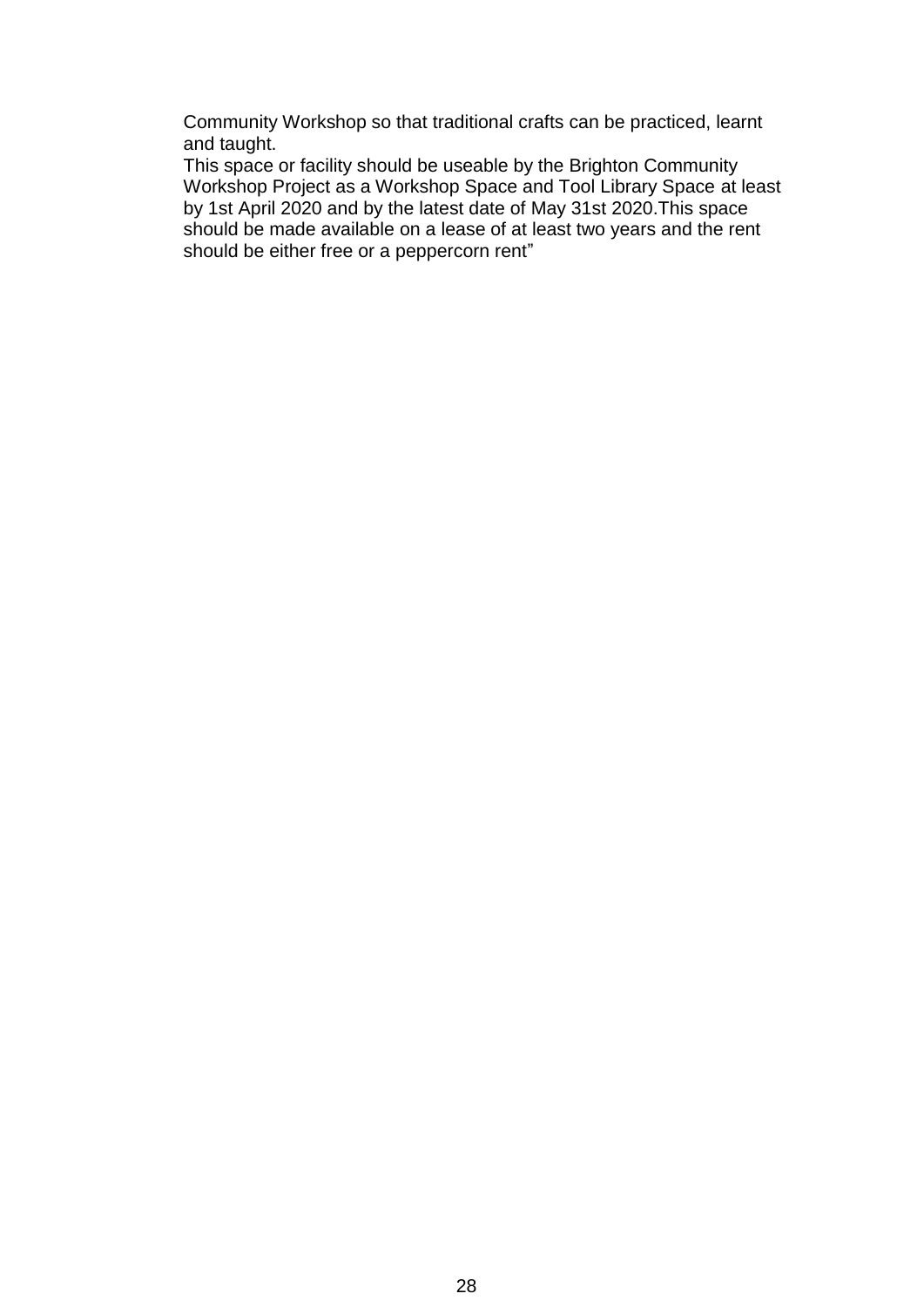Community Workshop so that traditional crafts can be practiced, learnt and taught.

This space or facility should be useable by the Brighton Community Workshop Project as a Workshop Space and Tool Library Space at least by 1st April 2020 and by the latest date of May 31st 2020.This space should be made available on a lease of at least two years and the rent should be either free or a peppercorn rent"